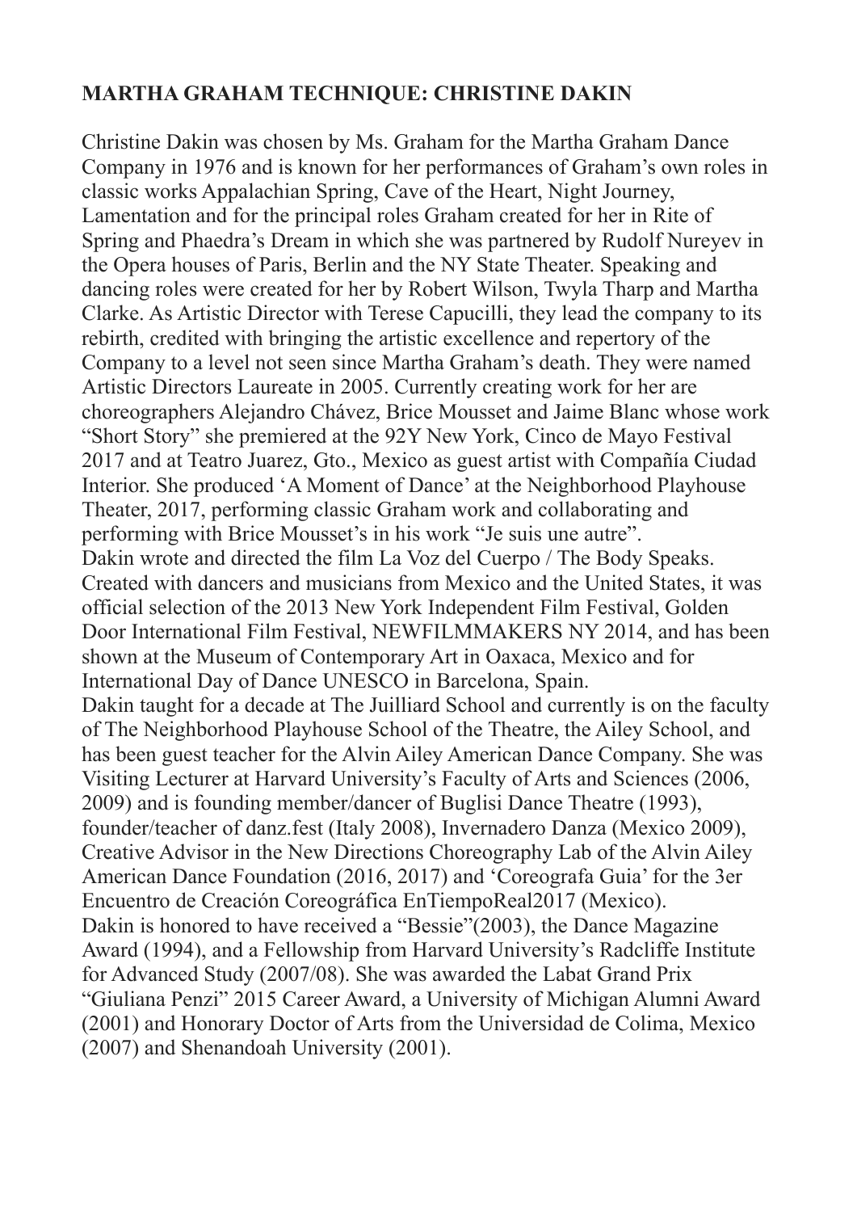**MARTHA GRAHAM TECHNIQUE: CHRISTINE DAKIN**

Christine Dakin was chosen by Ms. Graham for the Martha Graham Dance Company in 1976 and is known for her performances of Graham's own roles in classic works Appalachian Spring, Cave of the Heart, Night Journey, Lamentation and for the principal roles Graham created for her in Rite of Spring and Phaedra's Dream in which she was partnered by Rudolf Nureyev in the Opera houses of Paris, Berlin and the NY State Theater. Speaking and dancing roles were created for her by Robert Wilson, Twyla Tharp and Martha Clarke. As Artistic Director with Terese Capucilli, they lead the company to its rebirth, credited with bringing the artistic excellence and repertory of the Company to a level not seen since Martha Graham's death. They were named Artistic Directors Laureate in 2005. Currently creating work for her are choreographers Alejandro Chávez, Brice Mousset and Jaime Blanc whose work "Short Story" she premiered at the 92Y New York, Cinco de Mayo Festival 2017 and at Teatro Juarez, Gto., Mexico as guest artist with Compañía Ciudad Interior. She produced 'A Moment of Dance' at the Neighborhood Playhouse Theater, 2017, performing classic Graham work and collaborating and performing with Brice Mousset's in his work "Je suis une autre".
Dakin wrote and directed the film La Voz del Cuerpo / The Body Speaks. Created with dancers and musicians from Mexico and the United States, it was official selection of the 2013 New York Independent Film Festival, Golden Door International Film Festival, NEWFILMMAKERS NY 2014, and has been shown at the Museum of Contemporary Art in Oaxaca, Mexico and for International Day of Dance UNESCO in Barcelona, Spain.
Dakin taught for a decade at The Juilliard School and currently is on the faculty of The Neighborhood Playhouse School of the Theatre, the Ailey School, and has been guest teacher for the Alvin Ailey American Dance Company. She was Visiting Lecturer at Harvard University's Faculty of Arts and Sciences (2006, 2009) and is founding member/dancer of Buglisi Dance Theatre (1993), founder/teacher of danz.fest (Italy 2008), Invernadero Danza (Mexico 2009), Creative Advisor in the New Directions Choreography Lab of the Alvin Ailey American Dance Foundation (2016, 2017) and 'Coreografa Guia' for the 3er Encuentro de Creación Coreográfica EnTiempoReal2017 (Mexico).
Dakin is honored to have received a "Bessie"(2003), the Dance Magazine Award (1994), and a Fellowship from Harvard University's Radcliffe Institute for Advanced Study (2007/08). She was awarded the Labat Grand Prix "Giuliana Penzi" 2015 Career Award, a University of Michigan Alumni Award (2001) and Honorary Doctor of Arts from the Universidad de Colima, Mexico (2007) and Shenandoah University (2001).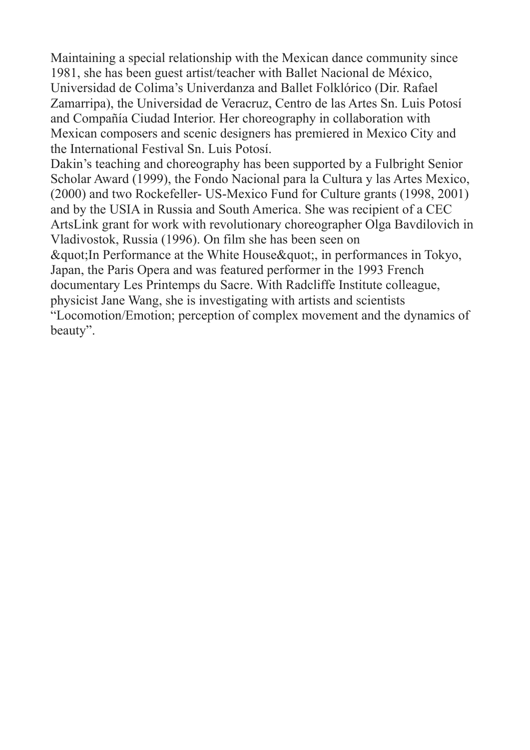Maintaining a special relationship with the Mexican dance community since 1981, she has been guest artist/teacher with Ballet Nacional de México, Universidad de Colima's Univerdanza and Ballet Folklórico (Dir. Rafael Zamarripa), the Universidad de Veracruz, Centro de las Artes Sn. Luis Potosí and Compañía Ciudad Interior. Her choreography in collaboration with Mexican composers and scenic designers has premiered in Mexico City and the International Festival Sn. Luis Potosí.

Dakin's teaching and choreography has been supported by a Fulbright Senior Scholar Award (1999), the Fondo Nacional para la Cultura y las Artes Mexico, (2000) and two Rockefeller- US-Mexico Fund for Culture grants (1998, 2001) and by the USIA in Russia and South America. She was recipient of a CEC ArtsLink grant for work with revolutionary choreographer Olga Bavdilovich in Vladivostok, Russia (1996). On film she has been seen on &quot;In Performance at the White House&quot;, in performances in Tokyo, Japan, the Paris Opera and was featured performer in the 1993 French documentary Les Printemps du Sacre. With Radcliffe Institute colleague, physicist Jane Wang, she is investigating with artists and scientists "Locomotion/Emotion; perception of complex movement and the dynamics of beauty".